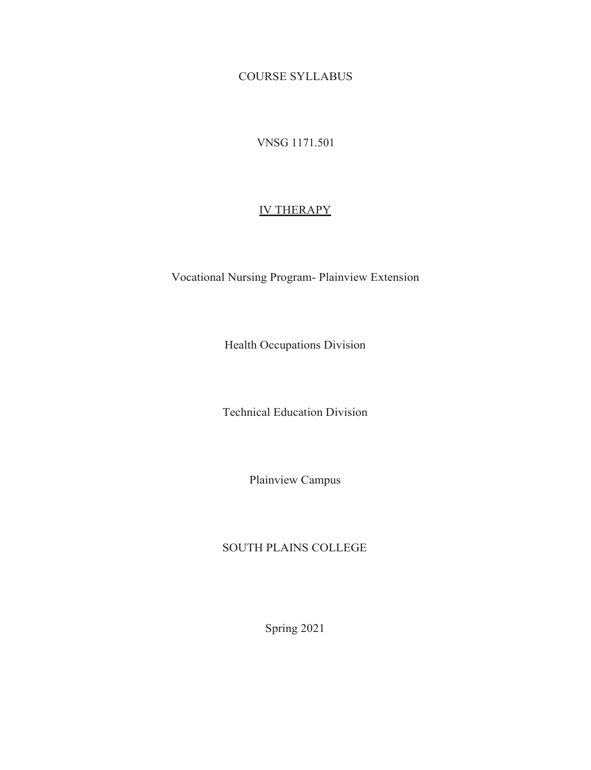COURSE SYLLABUS

VNSG 1171.501

# IV THERAPY

Vocational Nursing Program- Plainview Extension

Health Occupations Division

Technical Education Division

Plainview Campus

SOUTH PLAINS COLLEGE

Spring 2021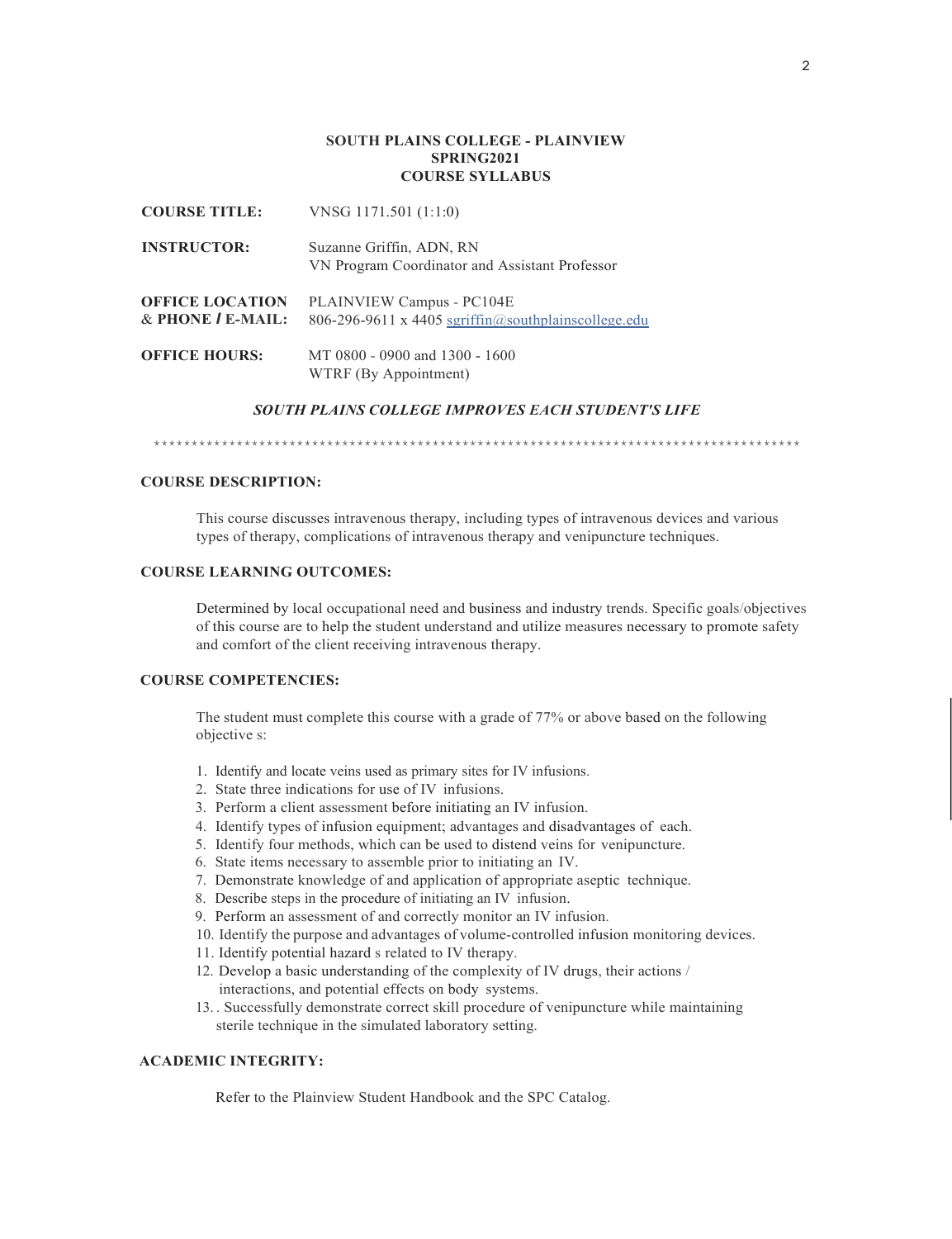**SOUTH PLAINS COLLEGE - PLAINVIEW**
**SPRING2021**
**COURSE SYLLABUS**

**COURSE TITLE:** VNSG 1171.501 (1:1:0)

**INSTRUCTOR:** Suzanne Griffin, ADN, RN
VN Program Coordinator and Assistant Professor

**OFFICE LOCATION & PHONE / E-MAIL:** PLAINVIEW Campus - PC104E
806-296-9611 x 4405 sgriffin@southplainscollege.edu

**OFFICE HOURS:** MT 0800 - 0900 and 1300 - 1600
WTRF (By Appointment)

***SOUTH PLAINS COLLEGE IMPROVES EACH STUDENT'S LIFE***

************************************************************************************

## COURSE DESCRIPTION:

This course discusses intravenous therapy, including types of intravenous devices and various types of therapy, complications of intravenous therapy and venipuncture techniques.

## COURSE LEARNING OUTCOMES:

Determined by local occupational need and business and industry trends. Specific goals/objectives of this course are to help the student understand and utilize measures necessary to promote safety and comfort of the client receiving intravenous therapy.

## COURSE COMPETENCIES:

The student must complete this course with a grade of 77% or above based on the following objective s:

1. Identify and locate veins used as primary sites for IV infusions.
2. State three indications for use of IV infusions.
3. Perform a client assessment before initiating an IV infusion.
4. Identify types of infusion equipment; advantages and disadvantages of each.
5. Identify four methods, which can be used to distend veins for venipuncture.
6. State items necessary to assemble prior to initiating an IV.
7. Demonstrate knowledge of and application of appropriate aseptic technique.
8. Describe steps in the procedure of initiating an IV infusion.
9. Perform an assessment of and correctly monitor an IV infusion.
10. Identify the purpose and advantages of volume-controlled infusion monitoring devices.
11. Identify potential hazard s related to IV therapy.
12. Develop a basic understanding of the complexity of IV drugs, their actions / interactions, and potential effects on body systems.
13. . Successfully demonstrate correct skill procedure of venipuncture while maintaining sterile technique in the simulated laboratory setting.

## ACADEMIC INTEGRITY:

Refer to the Plainview Student Handbook and the SPC Catalog.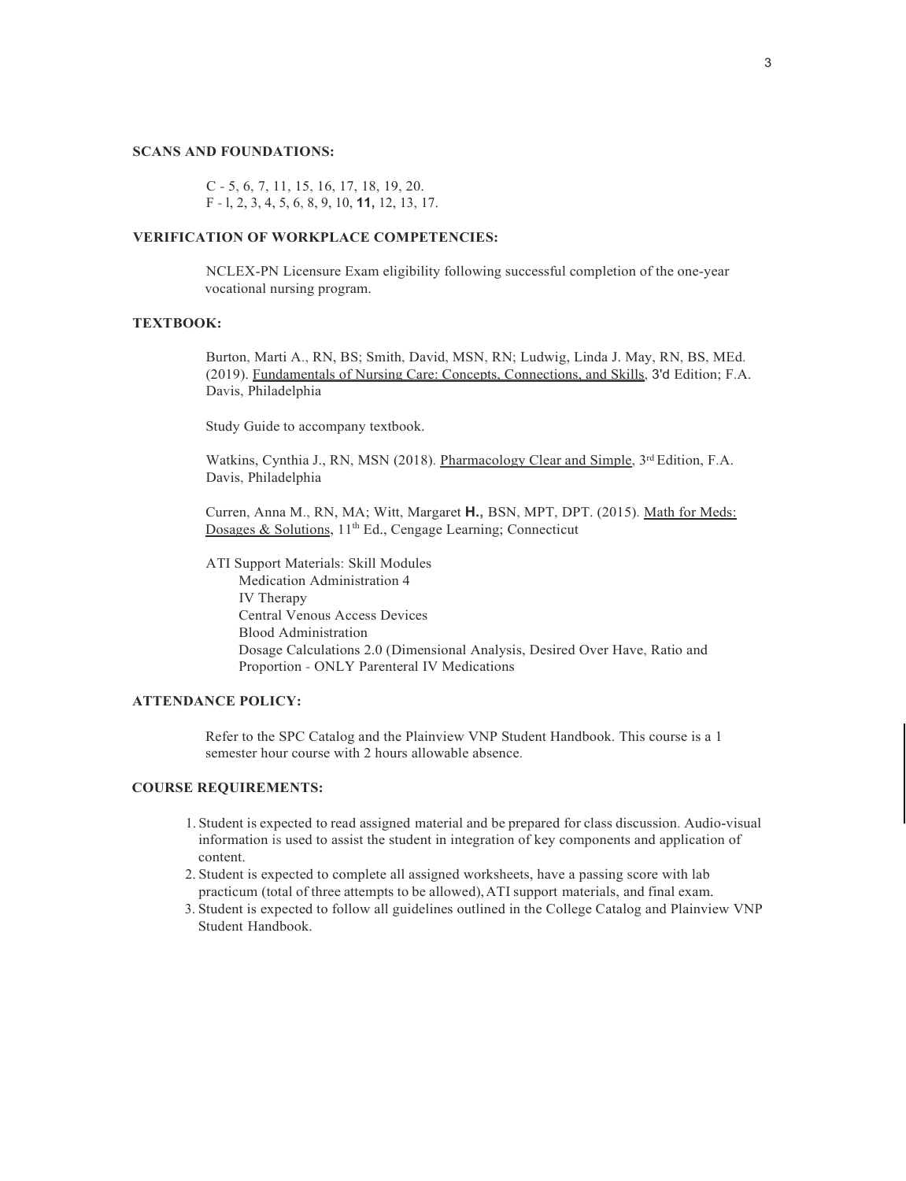**SCANS AND FOUNDATIONS:**

C - 5, 6, 7, 11, 15, 16, 17, 18, 19, 20.
F - l, 2, 3, 4, 5, 6, 8, 9, 10, **11,** 12, 13, 17.

**VERIFICATION OF WORKPLACE COMPETENCIES:**

NCLEX-PN Licensure Exam eligibility following successful completion of the one-year vocational nursing program.

**TEXTBOOK:**

Burton, Marti A., RN, BS; Smith, David, MSN, RN; Ludwig, Linda J. May, RN, BS, MEd. (2019). Fundamentals of Nursing Care: Concepts, Connections, and Skills, 3'd Edition; F.A. Davis, Philadelphia

Study Guide to accompany textbook.

Watkins, Cynthia J., RN, MSN (2018). Pharmacology Clear and Simple, 3rd Edition, F.A. Davis, Philadelphia

Curren, Anna M., RN, MA; Witt, Margaret **H.,** BSN, MPT, DPT. (2015). Math for Meds: Dosages & Solutions, 11th Ed., Cengage Learning; Connecticut

ATI Support Materials: Skill Modules
- Medication Administration 4
- IV Therapy
- Central Venous Access Devices
- Blood Administration
- Dosage Calculations 2.0 (Dimensional Analysis, Desired Over Have, Ratio and Proportion - ONLY Parenteral IV Medications

**ATTENDANCE POLICY:**

Refer to the SPC Catalog and the Plainview VNP Student Handbook. This course is a 1 semester hour course with 2 hours allowable absence.

**COURSE REQUIREMENTS:**

1. Student is expected to read assigned material and be prepared for class discussion. Audio-visual information is used to assist the student in integration of key components and application of content.
2. Student is expected to complete all assigned worksheets, have a passing score with lab practicum (total of three attempts to be allowed), ATI support materials, and final exam.
3. Student is expected to follow all guidelines outlined in the College Catalog and Plainview VNP Student Handbook.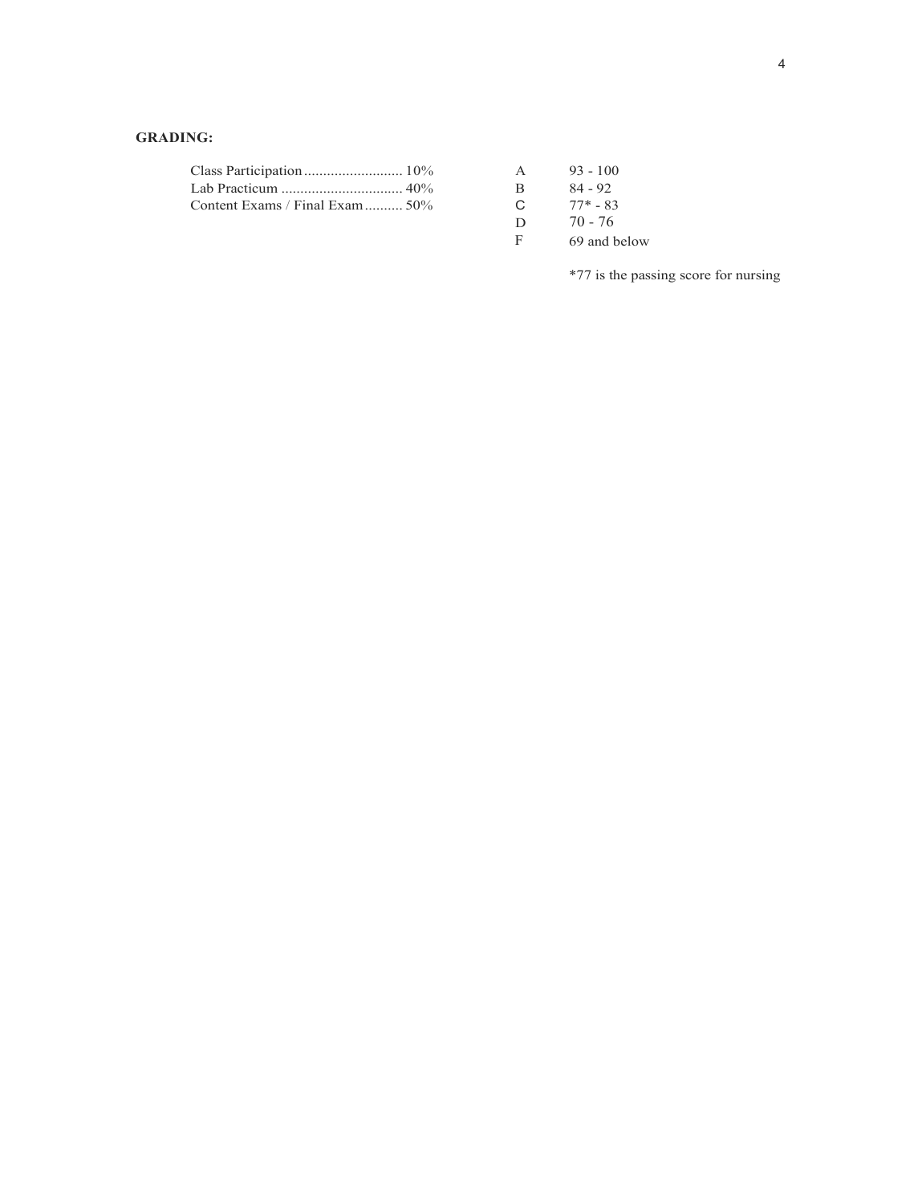**GRADING:**

| Component | Weight |
|---|---|
| Class Participation | 10% |
| Lab Practicum | 40% |
| Content Exams / Final Exam | 50% |

| Grade | Range |
|---|---|
| A | 93 - 100 |
| B | 84 - 92 |
| C | 77* - 83 |
| D | 70 - 76 |
| F | 69 and below |

*77 is the passing score for nursing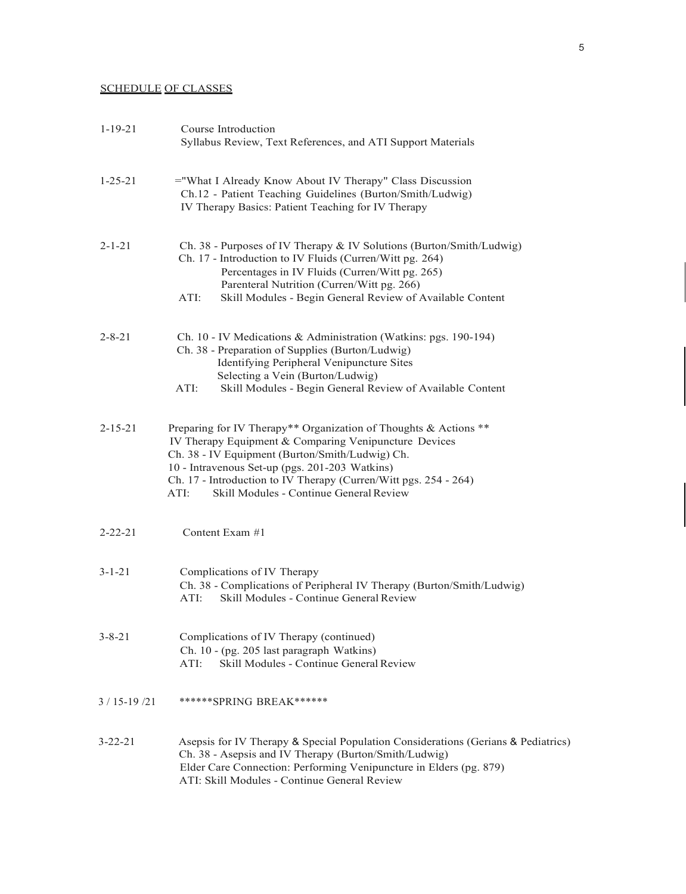SCHEDULE OF CLASSES

1-19-21 Course Introduction
Syllabus Review, Text References, and ATI Support Materials

1-25-21 ="What I Already Know About IV Therapy" Class Discussion
Ch.12 - Patient Teaching Guidelines (Burton/Smith/Ludwig)
IV Therapy Basics: Patient Teaching for IV Therapy

2-1-21 Ch. 38 - Purposes of IV Therapy & IV Solutions (Burton/Smith/Ludwig)
Ch. 17 - Introduction to IV Fluids (Curren/Witt pg. 264)
Percentages in IV Fluids (Curren/Witt pg. 265)
Parenteral Nutrition (Curren/Witt pg. 266)
ATI: Skill Modules - Begin General Review of Available Content

2-8-21 Ch. 10 - IV Medications & Administration (Watkins: pgs. 190-194)
Ch. 38 - Preparation of Supplies (Burton/Ludwig)
Identifying Peripheral Venipuncture Sites
Selecting a Vein (Burton/Ludwig)
ATI: Skill Modules - Begin General Review of Available Content

2-15-21 Preparing for IV Therapy** Organization of Thoughts & Actions **
IV Therapy Equipment & Comparing Venipuncture Devices
Ch. 38 - IV Equipment (Burton/Smith/Ludwig) Ch.
10 - Intravenous Set-up (pgs. 201-203 Watkins)
Ch. 17 - Introduction to IV Therapy (Curren/Witt pgs. 254 - 264)
ATI: Skill Modules - Continue General Review

2-22-21 Content Exam #1

3-1-21 Complications of IV Therapy
Ch. 38 - Complications of Peripheral IV Therapy (Burton/Smith/Ludwig)
ATI: Skill Modules - Continue General Review

3-8-21 Complications of IV Therapy (continued)
Ch. 10 - (pg. 205 last paragraph Watkins)
ATI: Skill Modules - Continue General Review

3 / 15-19 /21 ******SPRING BREAK******

3-22-21 Asepsis for IV Therapy & Special Population Considerations (Gerians & Pediatrics)
Ch. 38 - Asepsis and IV Therapy (Burton/Smith/Ludwig)
Elder Care Connection: Performing Venipuncture in Elders (pg. 879)
ATI: Skill Modules - Continue General Review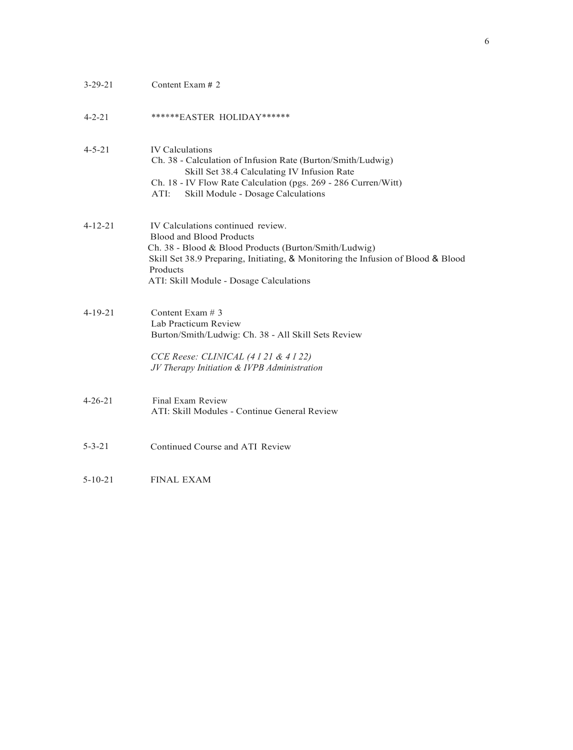| | |
|---|---|
| 3-29-21 | Content Exam # 2 |
| 4-2-21 | ******EASTER HOLIDAY****** |
| 4-5-21 | IV Calculations<br>Ch. 38 - Calculation of Infusion Rate (Burton/Smith/Ludwig)<br>Skill Set 38.4 Calculating IV Infusion Rate<br>Ch. 18 - IV Flow Rate Calculation (pgs. 269 - 286 Curren/Witt)<br>ATI: Skill Module - Dosage Calculations |
| 4-12-21 | IV Calculations continued review.<br>Blood and Blood Products<br>Ch. 38 - Blood & Blood Products (Burton/Smith/Ludwig)<br>Skill Set 38.9 Preparing, Initiating, & Monitoring the Infusion of Blood & Blood Products<br>ATI: Skill Module - Dosage Calculations |
| 4-19-21 | Content Exam # 3<br>Lab Practicum Review<br>Burton/Smith/Ludwig: Ch. 38 - All Skill Sets Review<br><br>*CCE Reese: CLINICAL (4 I 21 & 4 I 22)*<br>*JV Therapy Initiation & IVPB Administration* |
| 4-26-21 | Final Exam Review<br>ATI: Skill Modules - Continue General Review |
| 5-3-21 | Continued Course and ATI Review |
| 5-10-21 | FINAL EXAM |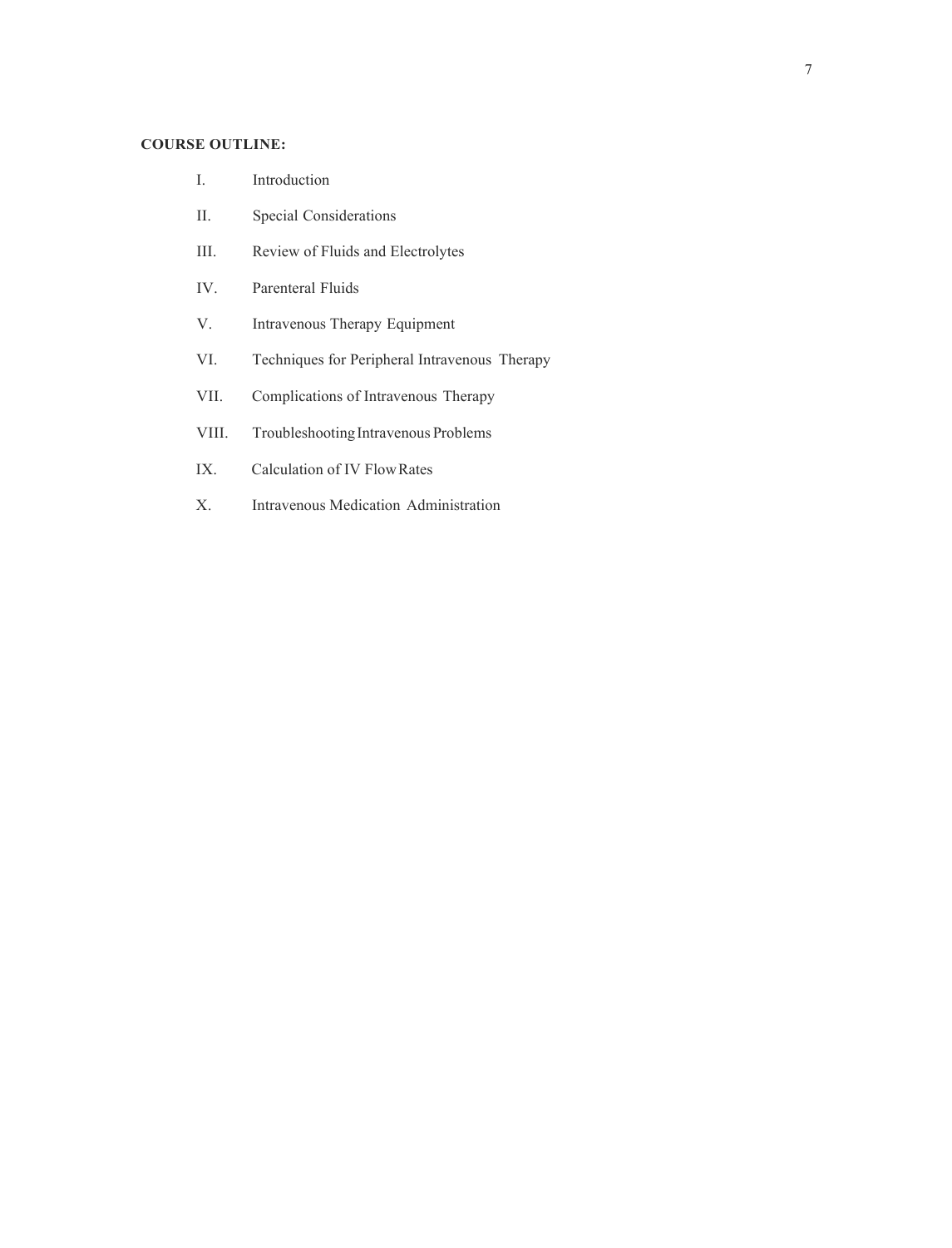**COURSE OUTLINE:**

I. Introduction

II. Special Considerations

III. Review of Fluids and Electrolytes

IV. Parenteral Fluids

V. Intravenous Therapy Equipment

VI. Techniques for Peripheral Intravenous Therapy

VII. Complications of Intravenous Therapy

VIII. Troubleshooting Intravenous Problems

IX. Calculation of IV Flow Rates

X. Intravenous Medication Administration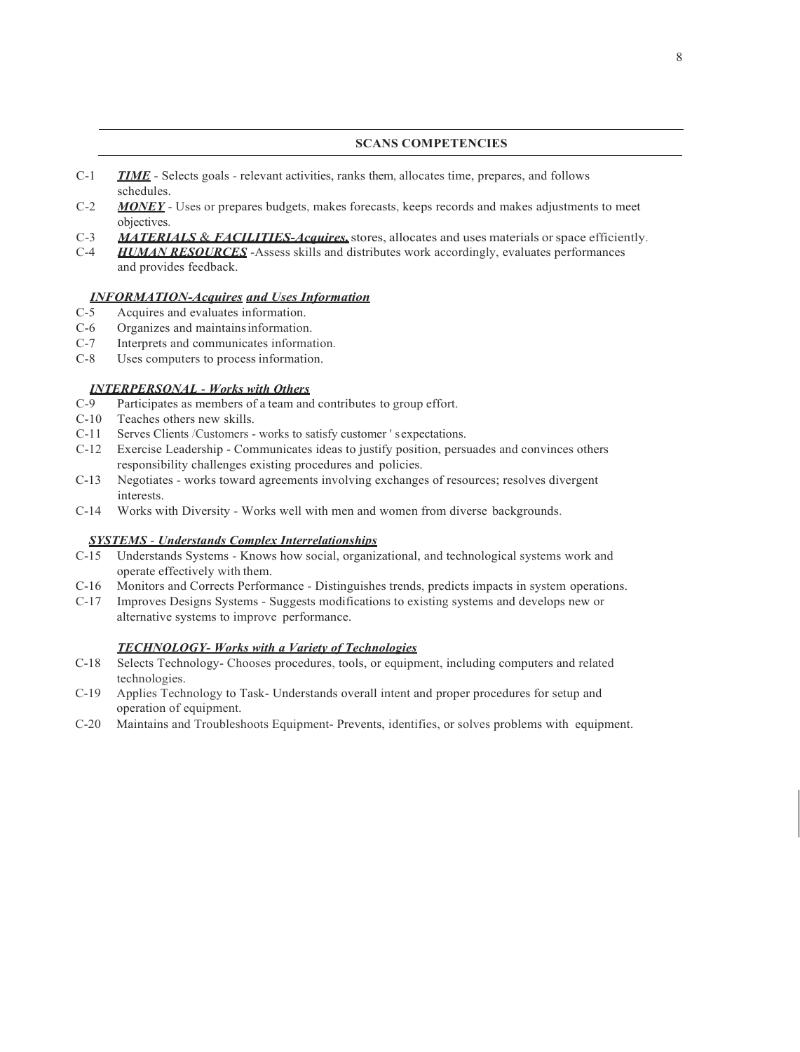## SCANS COMPETENCIES

C-1 ***TIME*** - Selects goals - relevant activities, ranks them, allocates time, prepares, and follows schedules.

C-2 ***MONEY*** - Uses or prepares budgets, makes forecasts, keeps records and makes adjustments to meet objectives.

C-3 ***MATERIALS & FACILITIES-Acquires,*** stores, allocates and uses materials or space efficiently.

C-4 ***HUMAN RESOURCES*** -Assess skills and distributes work accordingly, evaluates performances and provides feedback.

***INFORMATION-Acquires and Uses Information***

C-5 Acquires and evaluates information.

C-6 Organizes and maintains information.

C-7 Interprets and communicates information.

C-8 Uses computers to process information.

***INTERPERSONAL - Works with Others***

C-9 Participates as members of a team and contributes to group effort.

C-10 Teaches others new skills.

C-11 Serves Clients /Customers - works to satisfy customer ' s expectations.

C-12 Exercise Leadership - Communicates ideas to justify position, persuades and convinces others responsibility challenges existing procedures and policies.

C-13 Negotiates - works toward agreements involving exchanges of resources; resolves divergent interests.

C-14 Works with Diversity - Works well with men and women from diverse backgrounds.

***SYSTEMS - Understands Complex Interrelationships***

C-15 Understands Systems - Knows how social, organizational, and technological systems work and operate effectively with them.

C-16 Monitors and Corrects Performance - Distinguishes trends, predicts impacts in system operations.

C-17 Improves Designs Systems - Suggests modifications to existing systems and develops new or alternative systems to improve performance.

***TECHNOLOGY- Works with a Variety of Technologies***

C-18 Selects Technology- Chooses procedures, tools, or equipment, including computers and related technologies.

C-19 Applies Technology to Task- Understands overall intent and proper procedures for setup and operation of equipment.

C-20 Maintains and Troubleshoots Equipment- Prevents, identifies, or solves problems with equipment.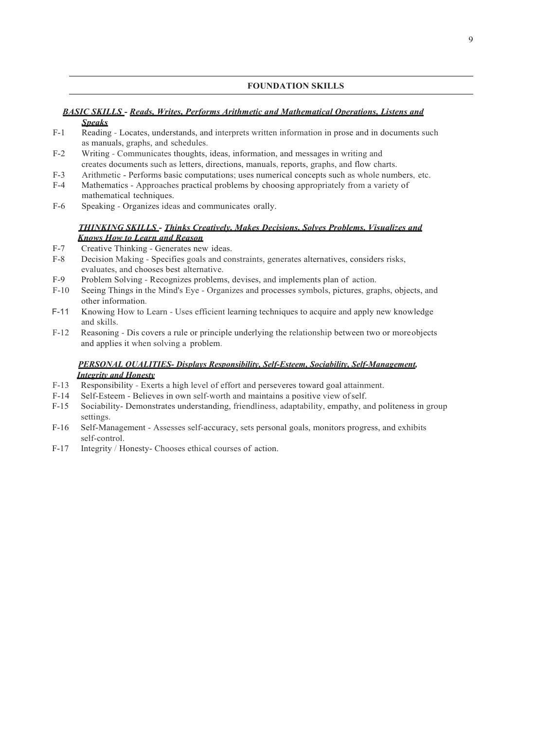## FOUNDATION SKILLS

***BASIC SKILLS - Reads, Writes, Performs Arithmetic and Mathematical Operations, Listens and Speaks***

F-1 Reading - Locates, understands, and interprets written information in prose and in documents such as manuals, graphs, and schedules.

F-2 Writing - Communicates thoughts, ideas, information, and messages in writing and creates documents such as letters, directions, manuals, reports, graphs, and flow charts.

F-3 Arithmetic - Performs basic computations; uses numerical concepts such as whole numbers, etc.

F-4 Mathematics - Approaches practical problems by choosing appropriately from a variety of mathematical techniques.

F-6 Speaking - Organizes ideas and communicates orally.

***THINKING SKILLS - Thinks Creatively, Makes Decisions, Solves Problems, Visualizes and Knows How to Learn and Reason***

F-7 Creative Thinking - Generates new ideas.

F-8 Decision Making - Specifies goals and constraints, generates alternatives, considers risks, evaluates, and chooses best alternative.

F-9 Problem Solving - Recognizes problems, devises, and implements plan of action.

F-10 Seeing Things in the Mind's Eye - Organizes and processes symbols, pictures, graphs, objects, and other information.

F-11 Knowing How to Learn - Uses efficient learning techniques to acquire and apply new knowledge and skills.

F-12 Reasoning - Dis covers a rule or principle underlying the relationship between two or moreobjects and applies it when solving a problem.

***PERSONAL QUALITIES- Displays Responsibility, Self-Esteem, Sociability, Self-Management, Integrity and Honesty***

F-13 Responsibility - Exerts a high level of effort and perseveres toward goal attainment.

F-14 Self-Esteem - Believes in own self-worth and maintains a positive view ofself.

F-15 Sociability- Demonstrates understanding, friendliness, adaptability, empathy, and politeness in group settings.

F-16 Self-Management - Assesses self-accuracy, sets personal goals, monitors progress, and exhibits self-control.

F-17 Integrity / Honesty- Chooses ethical courses of action.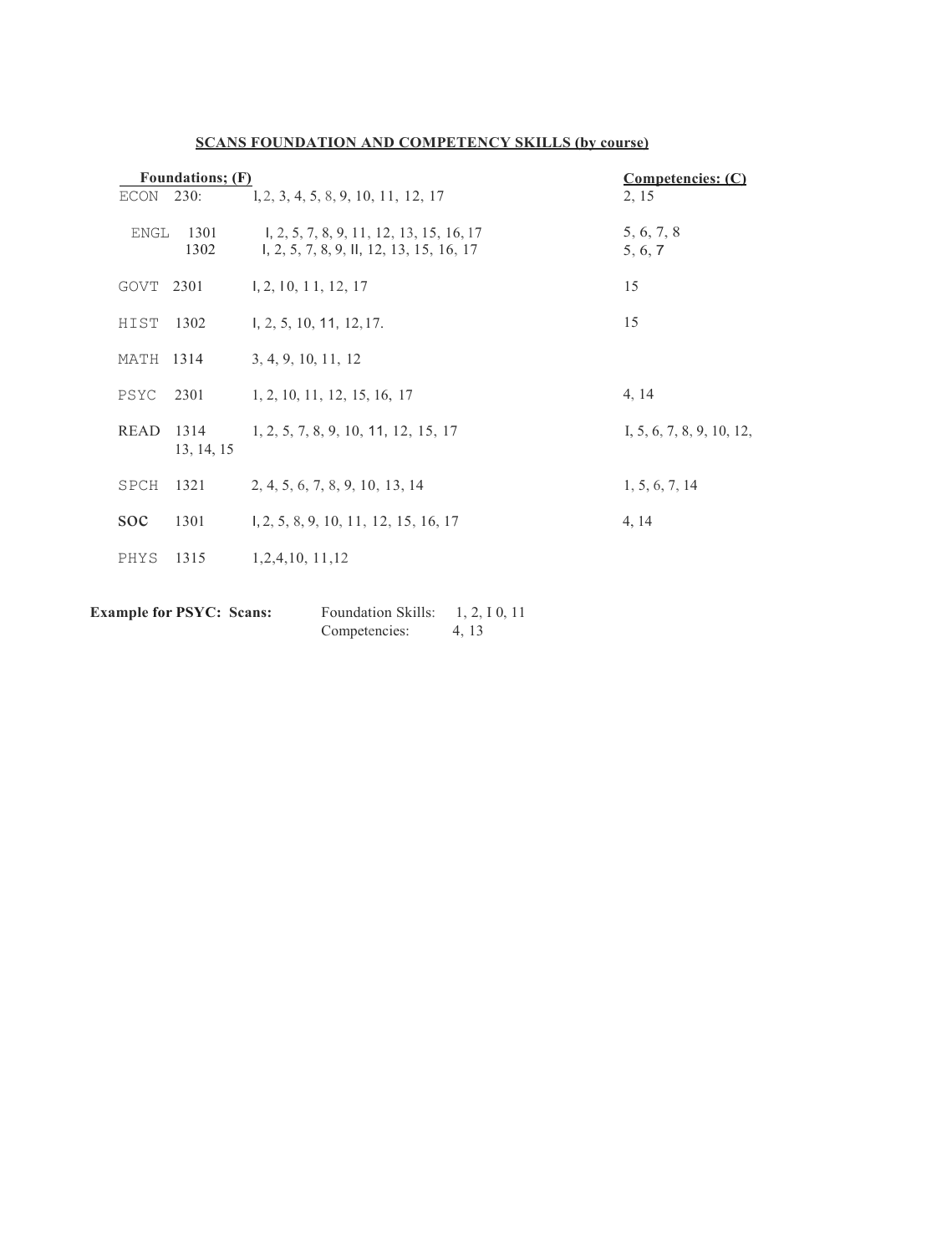**SCANS FOUNDATION AND COMPETENCY SKILLS (by course)**

| Foundations; (F) | | | Competencies: (C) |
|---|---|---|---|
| ECON | 230: | l,2, 3, 4, 5, 8, 9, 10, 11, 12, 17 | 2, 15 |
| ENGL | 1301 | I, 2, 5, 7, 8, 9, 11, 12, 13, 15, 16, 17 | 5, 6, 7, 8 |
| | 1302 | I, 2, 5, 7, 8, 9, II, 12, 13, 15, 16, 17 | 5, 6, 7 |
| GOVT | 2301 | I, 2, 10, 1 1, 12, 17 | 15 |
| HIST | 1302 | I, 2, 5, 10, 11, 12,17. | 15 |
| MATH | 1314 | 3, 4, 9, 10, 11, 12 | |
| PSYC | 2301 | 1, 2, 10, 11, 12, 15, 16, 17 | 4, 14 |
| READ | 1314 | 1, 2, 5, 7, 8, 9, 10, 11, 12, 15, 17 | I, 5, 6, 7, 8, 9, 10, 12, 13, 14, 15 |
| SPCH | 1321 | 2, 4, 5, 6, 7, 8, 9, 10, 13, 14 | 1, 5, 6, 7, 14 |
| SOC | 1301 | I, 2, 5, 8, 9, 10, 11, 12, 15, 16, 17 | 4, 14 |
| PHYS | 1315 | 1,2,4,10, 11,12 | |

**Example for PSYC: Scans:** Foundation Skills: 1, 2, I 0, 11
Competencies: 4, 13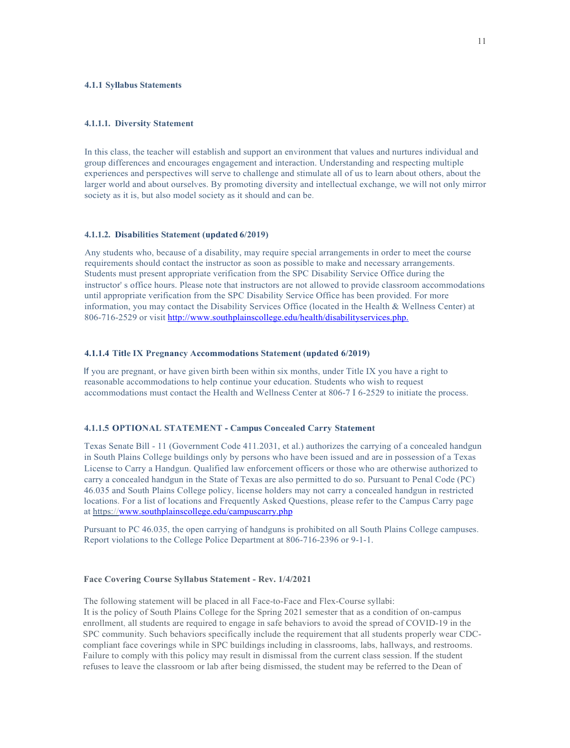#### 4.1.1 Syllabus Statements

##### 4.1.1.1. Diversity Statement

In this class, the teacher will establish and support an environment that values and nurtures individual and group differences and encourages engagement and interaction. Understanding and respecting multiple experiences and perspectives will serve to challenge and stimulate all of us to learn about others, about the larger world and about ourselves. By promoting diversity and intellectual exchange, we will not only mirror society as it is, but also model society as it should and can be.

##### 4.1.1.2. Disabilities Statement (updated 6/2019)

Any students who, because of a disability, may require special arrangements in order to meet the course requirements should contact the instructor as soon as possible to make and necessary arrangements. Students must present appropriate verification from the SPC Disability Service Office during the instructor' s office hours. Please note that instructors are not allowed to provide classroom accommodations until appropriate verification from the SPC Disability Service Office has been provided. For more information, you may contact the Disability Services Office (located in the Health & Wellness Center) at 806-716-2529 or visit http://www.southplainscollege.edu/health/disabilityservices.php.

##### 4.1.1.4 Title IX Pregnancy Accommodations Statement (updated 6/2019)

If you are pregnant, or have given birth been within six months, under Title IX you have a right to reasonable accommodations to help continue your education. Students who wish to request accommodations must contact the Health and Wellness Center at 806-7 I 6-2529 to initiate the process.

##### 4.1.1.5 OPTIONAL STATEMENT - Campus Concealed Carry Statement

Texas Senate Bill - 11 (Government Code 411.2031, et al.) authorizes the carrying of a concealed handgun in South Plains College buildings only by persons who have been issued and are in possession of a Texas License to Carry a Handgun. Qualified law enforcement officers or those who are otherwise authorized to carry a concealed handgun in the State of Texas are also permitted to do so. Pursuant to Penal Code (PC) 46.035 and South Plains College policy, license holders may not carry a concealed handgun in restricted locations. For a list of locations and Frequently Asked Questions, please refer to the Campus Carry page at https://www.southplainscollege.edu/campuscarry.php

Pursuant to PC 46.035, the open carrying of handguns is prohibited on all South Plains College campuses. Report violations to the College Police Department at 806-716-2396 or 9-1-1.

#### Face Covering Course Syllabus Statement - Rev. 1/4/2021

The following statement will be placed in all Face-to-Face and Flex-Course syllabi:
It is the policy of South Plains College for the Spring 2021 semester that as a condition of on-campus enrollment, all students are required to engage in safe behaviors to avoid the spread of COVID-19 in the SPC community. Such behaviors specifically include the requirement that all students properly wear CDC-compliant face coverings while in SPC buildings including in classrooms, labs, hallways, and restrooms. Failure to comply with this policy may result in dismissal from the current class session. If the student refuses to leave the classroom or lab after being dismissed, the student may be referred to the Dean of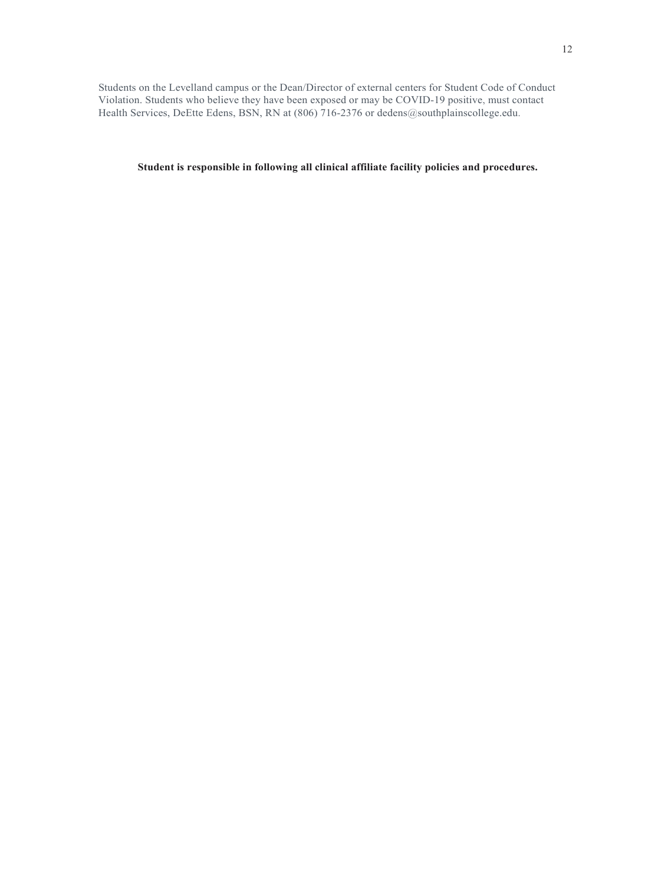Students on the Levelland campus or the Dean/Director of external centers for Student Code of Conduct Violation. Students who believe they have been exposed or may be COVID-19 positive, must contact Health Services, DeEtte Edens, BSN, RN at (806) 716-2376 or dedens@southplainscollege.edu.

**Student is responsible in following all clinical affiliate facility policies and procedures.**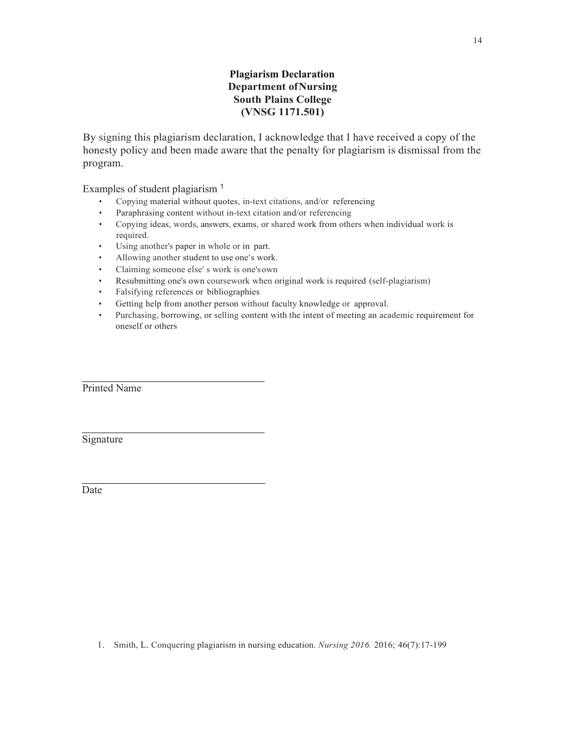**Plagiarism Declaration**
**Department of Nursing**
**South Plains College**
**(VNSG 1171.501)**

By signing this plagiarism declaration, I acknowledge that I have received a copy of the honesty policy and been made aware that the penalty for plagiarism is dismissal from the program.

Examples of student plagiarism [1]

- Copying material without quotes, in-text citations, and/or referencing
- Paraphrasing content without in-text citation and/or referencing
- Copying ideas, words, answers, exams, or shared work from others when individual work is required.
- Using another's paper in whole or in part.
- Allowing another student to use one's work.
- Claiming someone else' s work is one's own
- Resubmitting one's own coursework when original work is required (self-plagiarism)
- Falsifying references or bibliographies
- Getting help from another person without faculty knowledge or approval.
- Purchasing, borrowing, or selling content with the intent of meeting an academic requirement for oneself or others

\_\_\_\_\_\_\_\_\_\_\_\_\_\_\_\_\_\_\_\_\_\_\_\_\_\_\_\_\_\_
Printed Name

\_\_\_\_\_\_\_\_\_\_\_\_\_\_\_\_\_\_\_\_\_\_\_\_\_\_\_\_\_\_
Signature

\_\_\_\_\_\_\_\_\_\_\_\_\_\_\_\_\_\_\_\_\_\_\_\_\_\_\_\_\_\_
Date

1. Smith, L. Conquering plagiarism in nursing education. *Nursing 2016.* 2016; 46(7):17-199